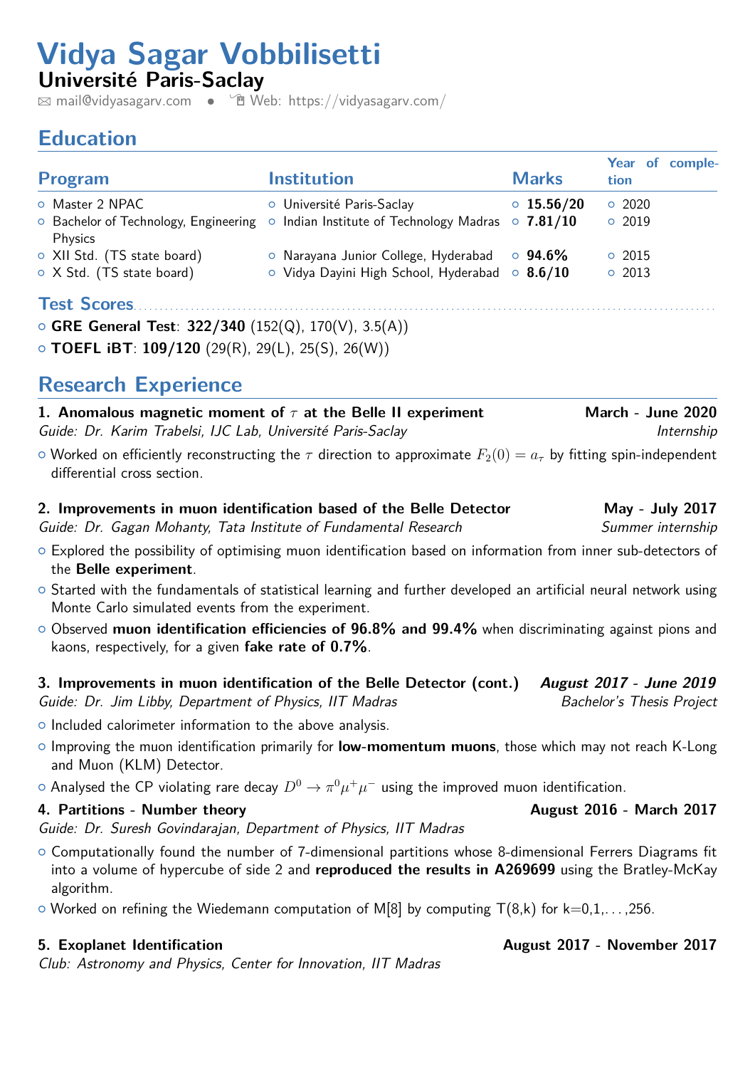# Vidya Sagar Vobbilisetti

## Université Paris-Saclay

mail@vidyasagarv.com • Web: https://vidyasagarv.com/

## Education

| Program | Institution | Marks | Year of completion |
|---|---|---|---|
| Master 2 NPAC | Université Paris-Saclay | **15.56/20** | 2020 |
| Bachelor of Technology, Engineering Physics | Indian Institute of Technology Madras | **7.81/10** | 2019 |
| XII Std. (TS state board) | Narayana Junior College, Hyderabad | **94.6%** | 2015 |
| X Std. (TS state board) | Vidya Dayini High School, Hyderabad | **8.6/10** | 2013 |

### Test Scores

- **GRE General Test**: **322/340** (152(Q), 170(V), 3.5(A))
- **TOEFL iBT**: **109/120** (29(R), 29(L), 25(S), 26(W))

## Research Experience

**1. Anomalous magnetic moment of $\tau$ at the Belle II experiment** — **March - June 2020**
*Guide: Dr. Karim Trabelsi, IJC Lab, Université Paris-Saclay* — *Internship*

- Worked on efficiently reconstructing the $\tau$ direction to approximate $F_2(0) = a_\tau$ by fitting spin-independent differential cross section.

**2. Improvements in muon identification based of the Belle Detector** — **May - July 2017**
*Guide: Dr. Gagan Mohanty, Tata Institute of Fundamental Research* — *Summer internship*

- Explored the possibility of optimising muon identification based on information from inner sub-detectors of the **Belle experiment**.
- Started with the fundamentals of statistical learning and further developed an artificial neural network using Monte Carlo simulated events from the experiment.
- Observed **muon identification efficiencies of 96.8% and 99.4%** when discriminating against pions and kaons, respectively, for a given **fake rate of 0.7%**.

**3. Improvements in muon identification of the Belle Detector (cont.)** — ***August 2017 - June 2019***
*Guide: Dr. Jim Libby, Department of Physics, IIT Madras* — *Bachelor's Thesis Project*

- Included calorimeter information to the above analysis.
- Improving the muon identification primarily for **low-momentum muons**, those which may not reach K-Long and Muon (KLM) Detector.
- Analysed the CP violating rare decay $D^0 \to \pi^0 \mu^+ \mu^-$ using the improved muon identification.

**4. Partitions - Number theory** — **August 2016 - March 2017**
*Guide: Dr. Suresh Govindarajan, Department of Physics, IIT Madras*

- Computationally found the number of 7-dimensional partitions whose 8-dimensional Ferrers Diagrams fit into a volume of hypercube of side 2 and **reproduced the results in A269699** using the Bratley-McKay algorithm.
- Worked on refining the Wiedemann computation of M[8] by computing T(8,k) for k=0,1,...,256.

**5. Exoplanet Identification** — **August 2017 - November 2017**
*Club: Astronomy and Physics, Center for Innovation, IIT Madras*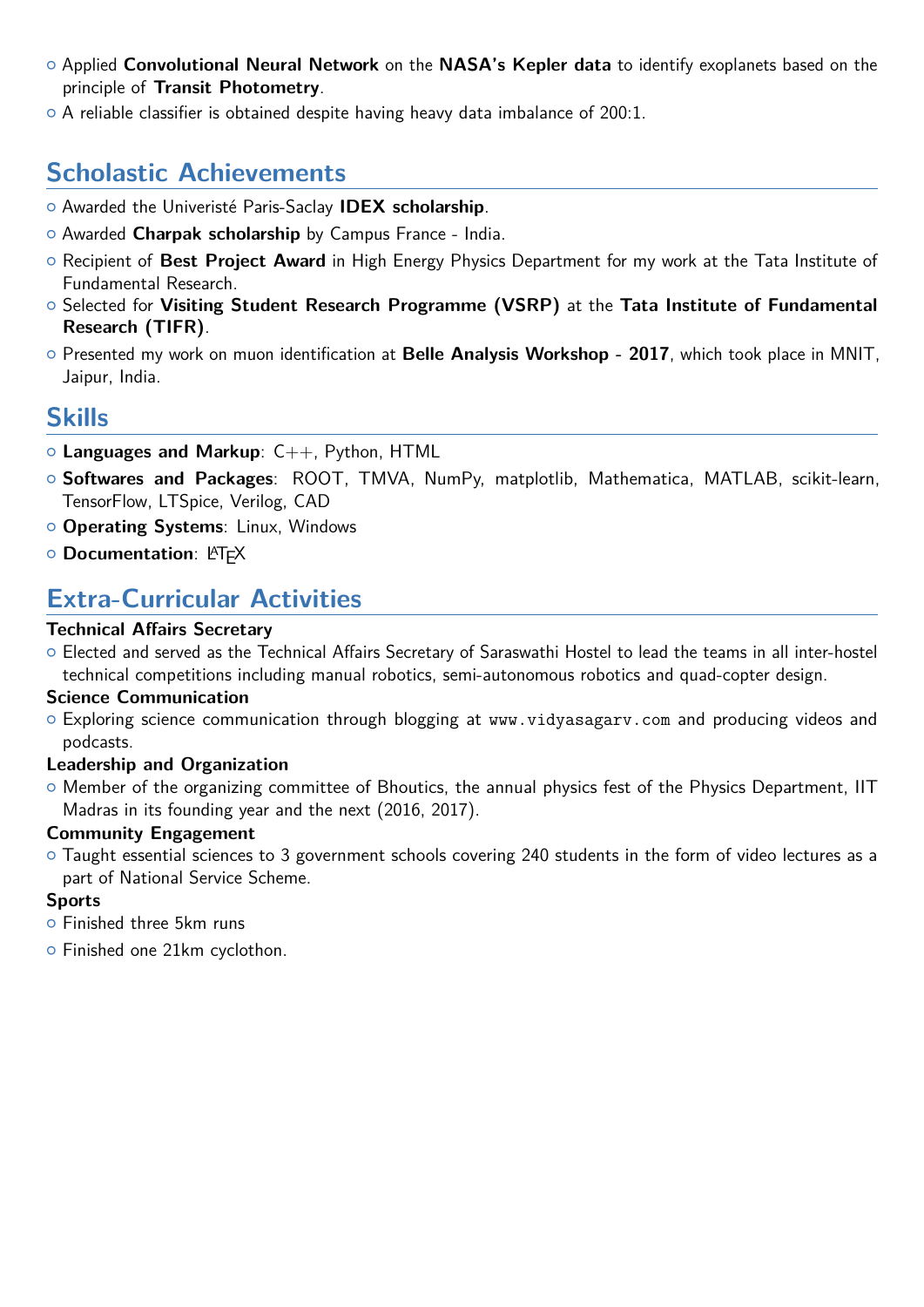- Applied **Convolutional Neural Network** on the **NASA's Kepler data** to identify exoplanets based on the principle of **Transit Photometry**.
- A reliable classifier is obtained despite having heavy data imbalance of 200:1.

## Scholastic Achievements

- Awarded the Univeristé Paris-Saclay **IDEX scholarship**.
- Awarded **Charpak scholarship** by Campus France - India.
- Recipient of **Best Project Award** in High Energy Physics Department for my work at the Tata Institute of Fundamental Research.
- Selected for **Visiting Student Research Programme (VSRP)** at the **Tata Institute of Fundamental Research (TIFR)**.
- Presented my work on muon identification at **Belle Analysis Workshop - 2017**, which took place in MNIT, Jaipur, India.

## Skills

- **Languages and Markup**: C++, Python, HTML
- **Softwares and Packages**: ROOT, TMVA, NumPy, matplotlib, Mathematica, MATLAB, scikit-learn, TensorFlow, LTSpice, Verilog, CAD
- **Operating Systems**: Linux, Windows
- **Documentation**: LaTeX

## Extra-Curricular Activities

**Technical Affairs Secretary**

- Elected and served as the Technical Affairs Secretary of Saraswathi Hostel to lead the teams in all inter-hostel technical competitions including manual robotics, semi-autonomous robotics and quad-copter design.

**Science Communication**

- Exploring science communication through blogging at www.vidyasagarv.com and producing videos and podcasts.

**Leadership and Organization**

- Member of the organizing committee of Bhoutics, the annual physics fest of the Physics Department, IIT Madras in its founding year and the next (2016, 2017).

**Community Engagement**

- Taught essential sciences to 3 government schools covering 240 students in the form of video lectures as a part of National Service Scheme.

**Sports**

- Finished three 5km runs
- Finished one 21km cyclothon.